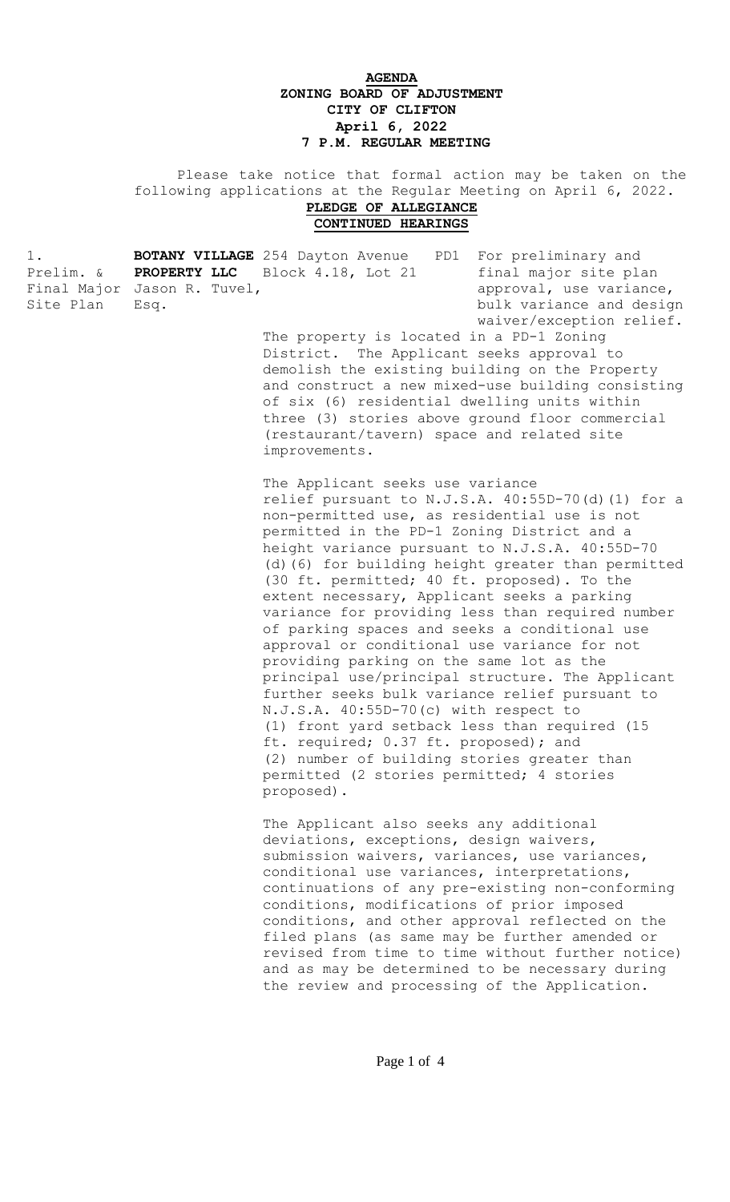**AGENDA**
**ZONING BOARD OF ADJUSTMENT**
**CITY OF CLIFTON**
**April 6, 2022**
**7 P.M. REGULAR MEETING**

Please take notice that formal action may be taken on the following applications at the Regular Meeting on April 6, 2022.

**PLEDGE OF ALLEGIANCE**

**CONTINUED HEARINGS**

| | | | | |
|---|---|---|---|---|
| 1. Prelim. & Final Major Site Plan | **BOTANY VILLAGE PROPERTY LLC** Jason R. Tuvel, Esq. | 254 Dayton Avenue Block 4.18, Lot 21 | PD1 | For preliminary and final major site plan approval, use variance, bulk variance and design waiver/exception relief. |

The property is located in a PD-1 Zoning District. The Applicant seeks approval to demolish the existing building on the Property and construct a new mixed-use building consisting of six (6) residential dwelling units within three (3) stories above ground floor commercial (restaurant/tavern) space and related site improvements.

The Applicant seeks use variance relief pursuant to N.J.S.A. 40:55D-70(d)(1) for a non-permitted use, as residential use is not permitted in the PD-1 Zoning District and a height variance pursuant to N.J.S.A. 40:55D-70 (d)(6) for building height greater than permitted (30 ft. permitted; 40 ft. proposed). To the extent necessary, Applicant seeks a parking variance for providing less than required number of parking spaces and seeks a conditional use approval or conditional use variance for not providing parking on the same lot as the principal use/principal structure. The Applicant further seeks bulk variance relief pursuant to N.J.S.A. 40:55D-70(c) with respect to (1) front yard setback less than required (15 ft. required; 0.37 ft. proposed); and (2) number of building stories greater than permitted (2 stories permitted; 4 stories proposed).

The Applicant also seeks any additional deviations, exceptions, design waivers, submission waivers, variances, use variances, conditional use variances, interpretations, continuations of any pre-existing non-conforming conditions, modifications of prior imposed conditions, and other approval reflected on the filed plans (as same may be further amended or revised from time to time without further notice) and as may be determined to be necessary during the review and processing of the Application.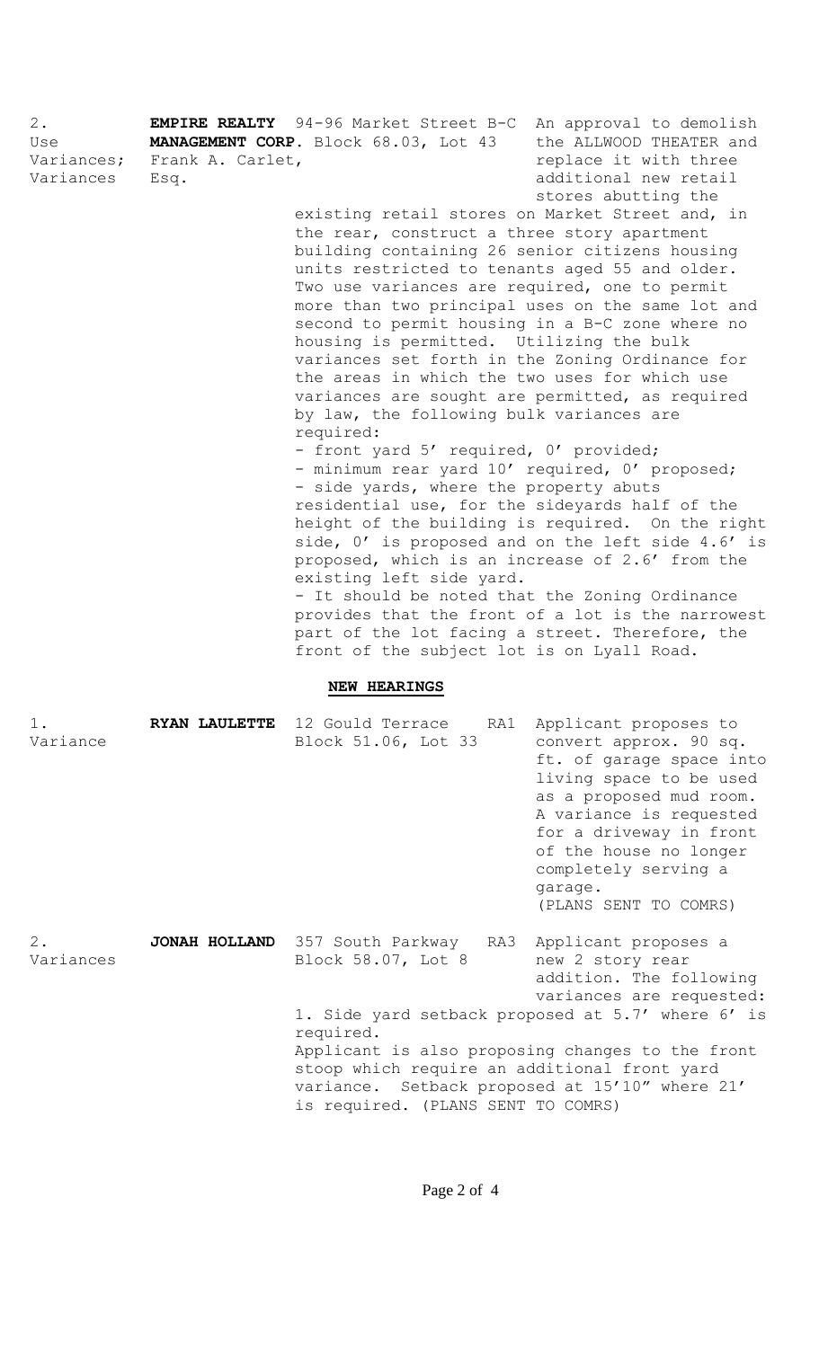2.
Use Variances; Variances

**EMPIRE REALTY MANAGEMENT CORP.** Frank A. Carlet, Esq.

94-96 Market Street B-C Block 68.03, Lot 43

An approval to demolish the ALLWOOD THEATER and replace it with three additional new retail stores abutting the existing retail stores on Market Street and, in the rear, construct a three story apartment building containing 26 senior citizens housing units restricted to tenants aged 55 and older. Two use variances are required, one to permit more than two principal uses on the same lot and second to permit housing in a B-C zone where no housing is permitted. Utilizing the bulk variances set forth in the Zoning Ordinance for the areas in which the two uses for which use variances are sought are permitted, as required by law, the following bulk variances are required:

- front yard 5' required, 0' provided;
- minimum rear yard 10' required, 0' proposed;
- side yards, where the property abuts residential use, for the sideyards half of the height of the building is required. On the right side, 0' is proposed and on the left side 4.6' is proposed, which is an increase of 2.6' from the existing left side yard.
- It should be noted that the Zoning Ordinance provides that the front of a lot is the narrowest part of the lot facing a street. Therefore, the front of the subject lot is on Lyall Road.

## NEW HEARINGS

1.
Variance

**RYAN LAULETTE**

12 Gould Terrace RA1 Block 51.06, Lot 33

Applicant proposes to convert approx. 90 sq. ft. of garage space into living space to be used as a proposed mud room. A variance is requested for a driveway in front of the house no longer completely serving a garage.
(PLANS SENT TO COMRS)

2.
Variances

**JONAH HOLLAND**

357 South Parkway RA3 Block 58.07, Lot 8

Applicant proposes a new 2 story rear addition. The following variances are requested:

1. Side yard setback proposed at 5.7' where 6' is required.

Applicant is also proposing changes to the front stoop which require an additional front yard variance. Setback proposed at 15'10" where 21' is required. (PLANS SENT TO COMRS)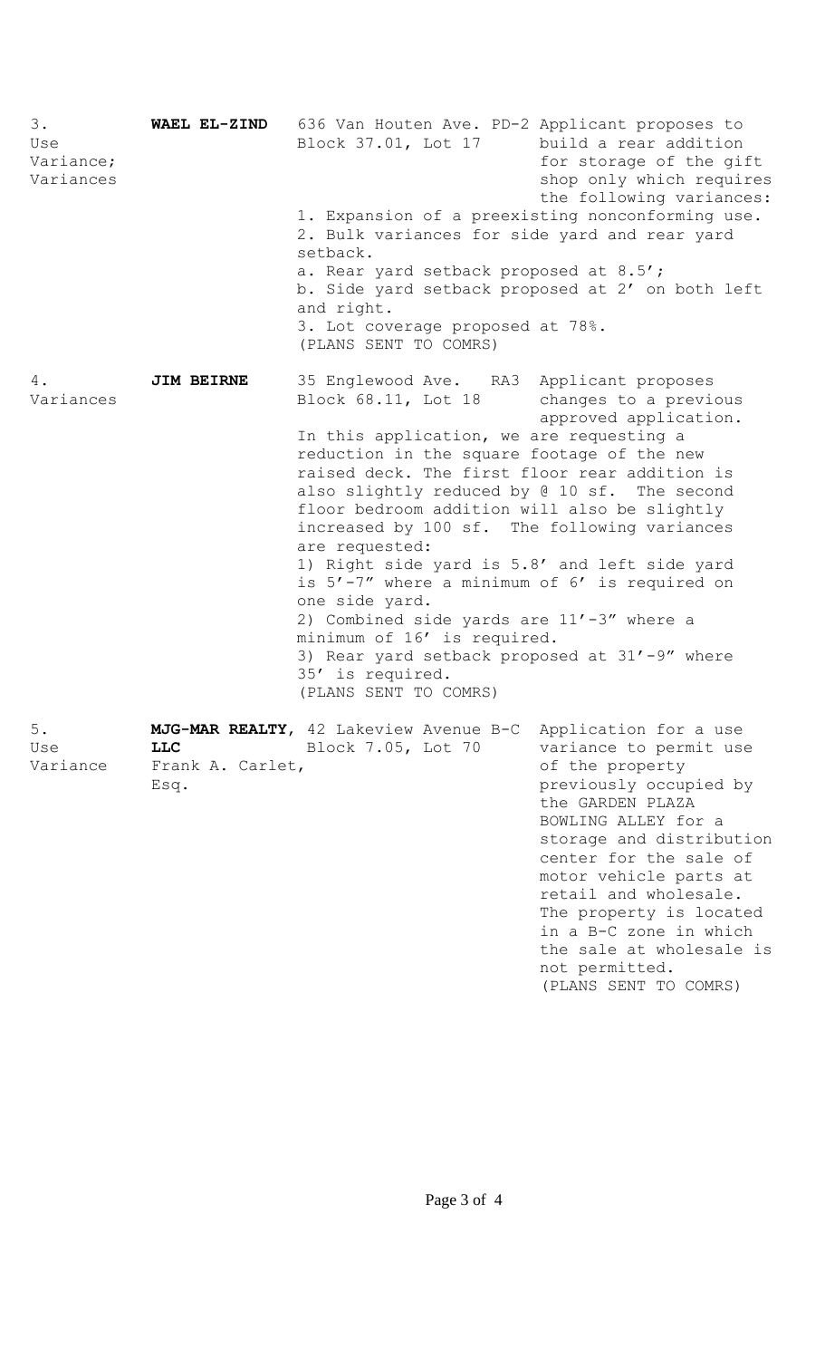| | | | |
|---|---|---|---|
| 3.<br>Use Variance;<br>Variances | **WAEL EL-ZIND** | 636 Van Houten Ave. PD-2<br>Block 37.01, Lot 17 | Applicant proposes to build a rear addition for storage of the gift shop only which requires the following variances:<br>1. Expansion of a preexisting nonconforming use.<br>2. Bulk variances for side yard and rear yard setback.<br>a. Rear yard setback proposed at 8.5';<br>b. Side yard setback proposed at 2' on both left and right.<br>3. Lot coverage proposed at 78%.<br>(PLANS SENT TO COMRS) |
| 4.<br>Variances | **JIM BEIRNE** | 35 Englewood Ave. RA3<br>Block 68.11, Lot 18 | Applicant proposes changes to a previous approved application.<br>In this application, we are requesting a reduction in the square footage of the new raised deck. The first floor rear addition is also slightly reduced by @ 10 sf. The second floor bedroom addition will also be slightly increased by 100 sf. The following variances are requested:<br>1) Right side yard is 5.8' and left side yard is 5'-7" where a minimum of 6' is required on one side yard.<br>2) Combined side yards are 11'-3" where a minimum of 16' is required.<br>3) Rear yard setback proposed at 31'-9" where 35' is required.<br>(PLANS SENT TO COMRS) |
| 5.<br>Use Variance | **MJG-MAR REALTY, LLC**<br>Frank A. Carlet, Esq. | 42 Lakeview Avenue B-C<br>Block 7.05, Lot 70 | Application for a use variance to permit use of the property previously occupied by the GARDEN PLAZA BOWLING ALLEY for a storage and distribution center for the sale of motor vehicle parts at retail and wholesale. The property is located in a B-C zone in which the sale at wholesale is not permitted.<br>(PLANS SENT TO COMRS) |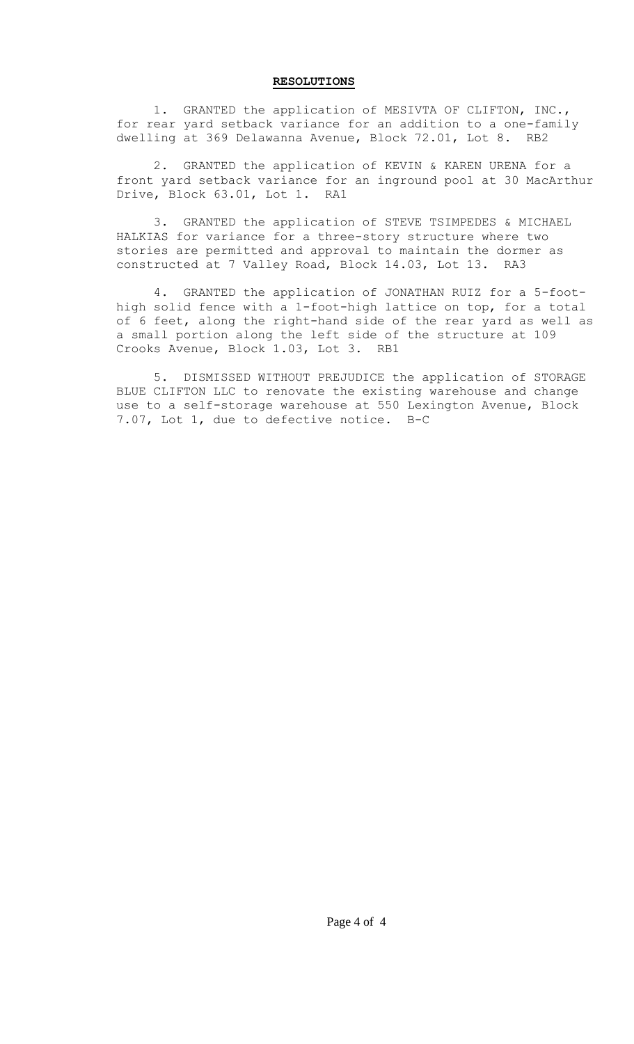## **RESOLUTIONS**

1. GRANTED the application of MESIVTA OF CLIFTON, INC., for rear yard setback variance for an addition to a one-family dwelling at 369 Delawanna Avenue, Block 72.01, Lot 8. RB2

2. GRANTED the application of KEVIN & KAREN URENA for a front yard setback variance for an inground pool at 30 MacArthur Drive, Block 63.01, Lot 1. RA1

3. GRANTED the application of STEVE TSIMPEDES & MICHAEL HALKIAS for variance for a three-story structure where two stories are permitted and approval to maintain the dormer as constructed at 7 Valley Road, Block 14.03, Lot 13. RA3

4. GRANTED the application of JONATHAN RUIZ for a 5-foot-high solid fence with a 1-foot-high lattice on top, for a total of 6 feet, along the right-hand side of the rear yard as well as a small portion along the left side of the structure at 109 Crooks Avenue, Block 1.03, Lot 3. RB1

5. DISMISSED WITHOUT PREJUDICE the application of STORAGE BLUE CLIFTON LLC to renovate the existing warehouse and change use to a self-storage warehouse at 550 Lexington Avenue, Block 7.07, Lot 1, due to defective notice. B-C